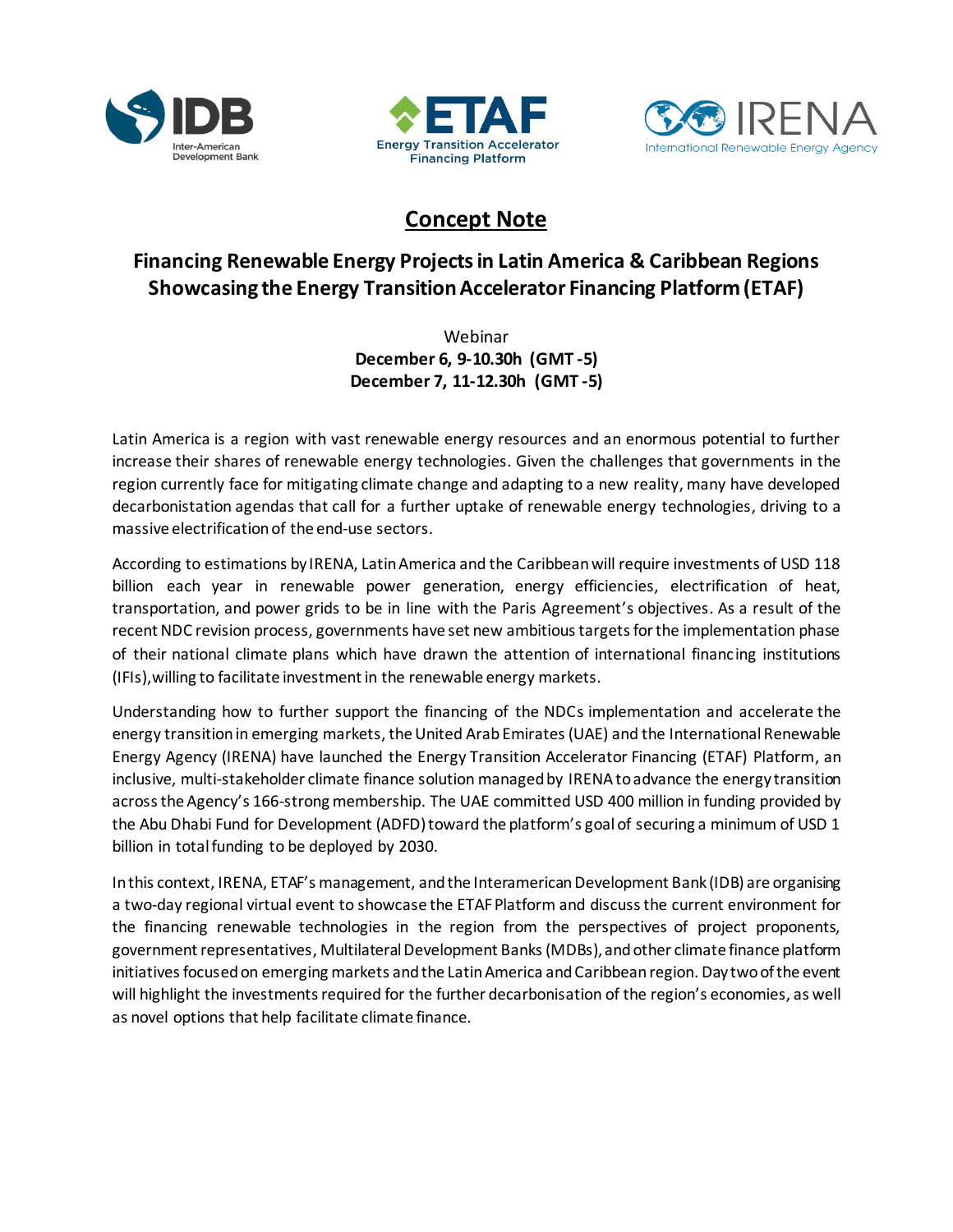IDB Inter-American Development Bank

ETAF Energy Transition Accelerator Financing Platform

IRENA International Renewable Energy Agency

# Concept Note

## Financing Renewable Energy Projects in Latin America & Caribbean Regions Showcasing the Energy Transition Accelerator Financing Platform (ETAF)

Webinar
**December 6, 9-10.30h (GMT -5)**
**December 7, 11-12.30h (GMT -5)**

Latin America is a region with vast renewable energy resources and an enormous potential to further increase their shares of renewable energy technologies. Given the challenges that governments in the region currently face for mitigating climate change and adapting to a new reality, many have developed decarbonistation agendas that call for a further uptake of renewable energy technologies, driving to a massive electrification of the end-use sectors.

According to estimations by IRENA, Latin America and the Caribbean will require investments of USD 118 billion each year in renewable power generation, energy efficiencies, electrification of heat, transportation, and power grids to be in line with the Paris Agreement's objectives. As a result of the recent NDC revision process, governments have set new ambitious targets for the implementation phase of their national climate plans which have drawn the attention of international financing institutions (IFIs), willing to facilitate investment in the renewable energy markets.

Understanding how to further support the financing of the NDCs implementation and accelerate the energy transition in emerging markets, the United Arab Emirates (UAE) and the International Renewable Energy Agency (IRENA) have launched the Energy Transition Accelerator Financing (ETAF) Platform, an inclusive, multi-stakeholder climate finance solution managed by IRENA to advance the energy transition across the Agency's 166-strong membership. The UAE committed USD 400 million in funding provided by the Abu Dhabi Fund for Development (ADFD) toward the platform's goal of securing a minimum of USD 1 billion in total funding to be deployed by 2030.

In this context, IRENA, ETAF's management, and the Interamerican Development Bank (IDB) are organising a two-day regional virtual event to showcase the ETAF Platform and discuss the current environment for the financing renewable technologies in the region from the perspectives of project proponents, government representatives, Multilateral Development Banks (MDBs), and other climate finance platform initiatives focused on emerging markets and the Latin America and Caribbean region. Day two of the event will highlight the investments required for the further decarbonisation of the region's economies, as well as novel options that help facilitate climate finance.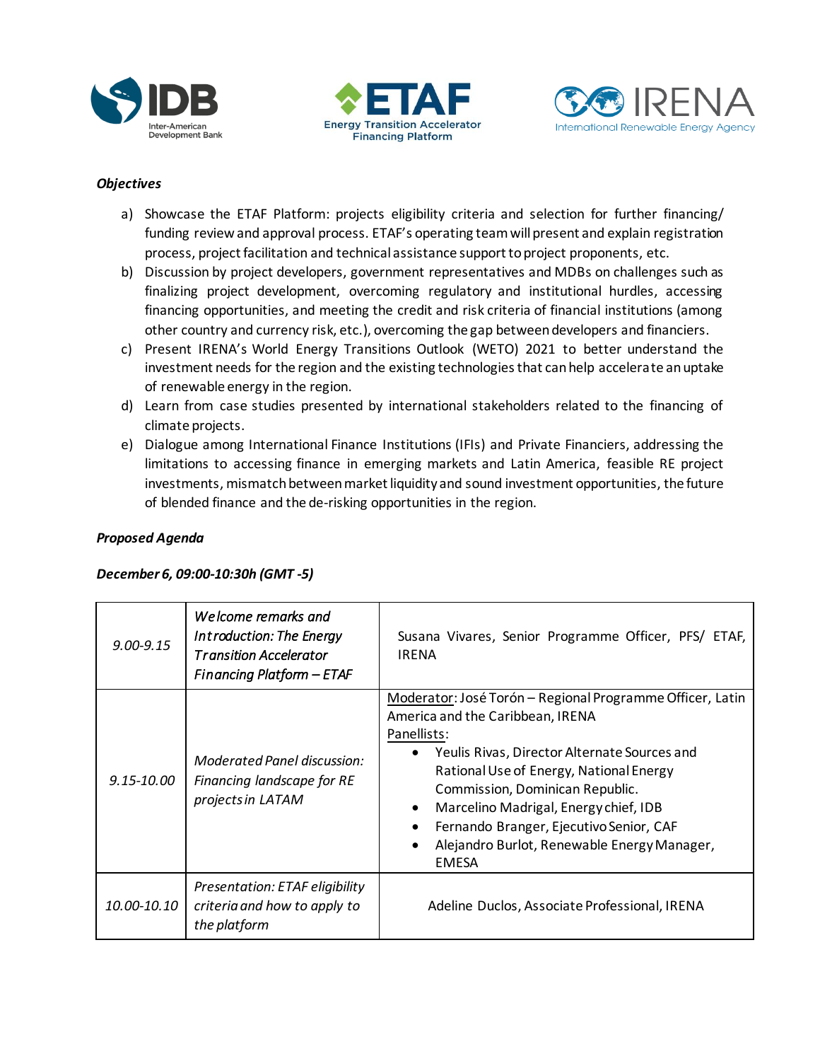***Objectives***

a) Showcase the ETAF Platform: projects eligibility criteria and selection for further financing/ funding review and approval process. ETAF's operating team will present and explain registration process, project facilitation and technical assistance support to project proponents, etc.
b) Discussion by project developers, government representatives and MDBs on challenges such as finalizing project development, overcoming regulatory and institutional hurdles, accessing financing opportunities, and meeting the credit and risk criteria of financial institutions (among other country and currency risk, etc.), overcoming the gap between developers and financiers.
c) Present IRENA's World Energy Transitions Outlook (WETO) 2021 to better understand the investment needs for the region and the existing technologies that can help accelerate an uptake of renewable energy in the region.
d) Learn from case studies presented by international stakeholders related to the financing of climate projects.
e) Dialogue among International Finance Institutions (IFIs) and Private Financiers, addressing the limitations to accessing finance in emerging markets and Latin America, feasible RE project investments, mismatch between market liquidity and sound investment opportunities, the future of blended finance and the de-risking opportunities in the region.

***Proposed Agenda***

***December 6, 09:00-10:30h (GMT -5)***

| | | |
|---|---|---|
| *9.00-9.15* | *Welcome remarks and Introduction: The Energy Transition Accelerator Financing Platform – ETAF* | Susana Vivares, Senior Programme Officer, PFS/ ETAF, IRENA |
| *9.15-10.00* | *Moderated Panel discussion: Financing landscape for RE projects in LATAM* | Moderator: José Torón – Regional Programme Officer, Latin America and the Caribbean, IRENA<br>Panellists:<br>• Yeulis Rivas, Director Alternate Sources and Rational Use of Energy, National Energy Commission, Dominican Republic.<br>• Marcelino Madrigal, Energy chief, IDB<br>• Fernando Branger, Ejecutivo Senior, CAF<br>• Alejandro Burlot, Renewable Energy Manager, EMESA |
| *10.00-10.10* | *Presentation: ETAF eligibility criteria and how to apply to the platform* | Adeline Duclos, Associate Professional, IRENA |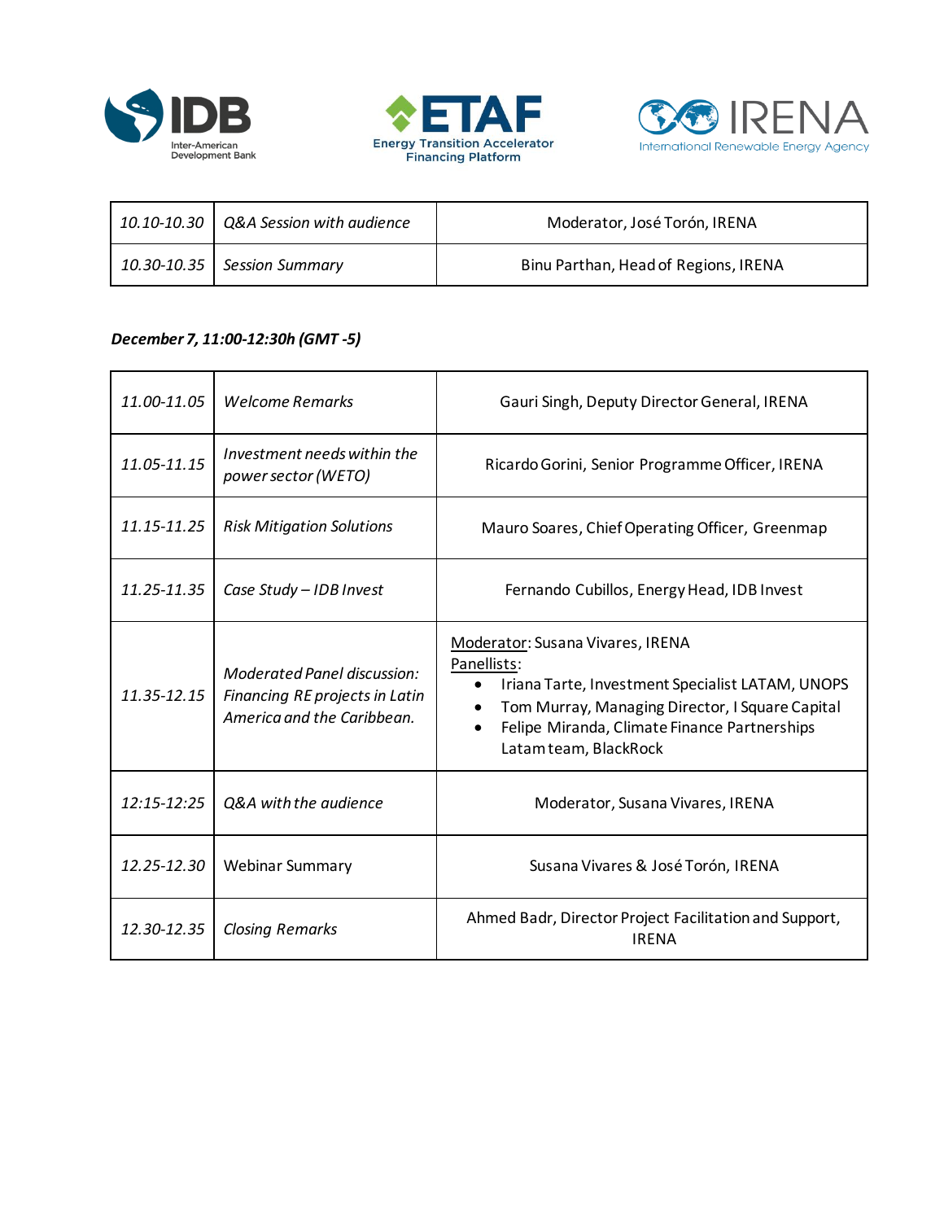| | | |
|---|---|---|
| *10.10-10.30* | *Q&A Session with audience* | Moderator, José Torón, IRENA |
| *10.30-10.35* | *Session Summary* | Binu Parthan, Head of Regions, IRENA |

***December 7, 11:00-12:30h (GMT -5)***

| | | |
|---|---|---|
| *11.00-11.05* | *Welcome Remarks* | Gauri Singh, Deputy Director General, IRENA |
| *11.05-11.15* | *Investment needs within the power sector (WETO)* | Ricardo Gorini, Senior Programme Officer, IRENA |
| *11.15-11.25* | *Risk Mitigation Solutions* | Mauro Soares, Chief Operating Officer, Greenmap |
| *11.25-11.35* | *Case Study – IDB Invest* | Fernando Cubillos, Energy Head, IDB Invest |
| *11.35-12.15* | *Moderated Panel discussion: Financing RE projects in Latin America and the Caribbean.* | Moderator: Susana Vivares, IRENA<br>Panellists:<br>• Iriana Tarte, Investment Specialist LATAM, UNOPS<br>• Tom Murray, Managing Director, I Square Capital<br>• Felipe Miranda, Climate Finance Partnerships Latam team, BlackRock |
| *12:15-12:25* | *Q&A with the audience* | Moderator, Susana Vivares, IRENA |
| *12.25-12.30* | Webinar Summary | Susana Vivares & José Torón, IRENA |
| *12.30-12.35* | *Closing Remarks* | Ahmed Badr, Director Project Facilitation and Support, IRENA |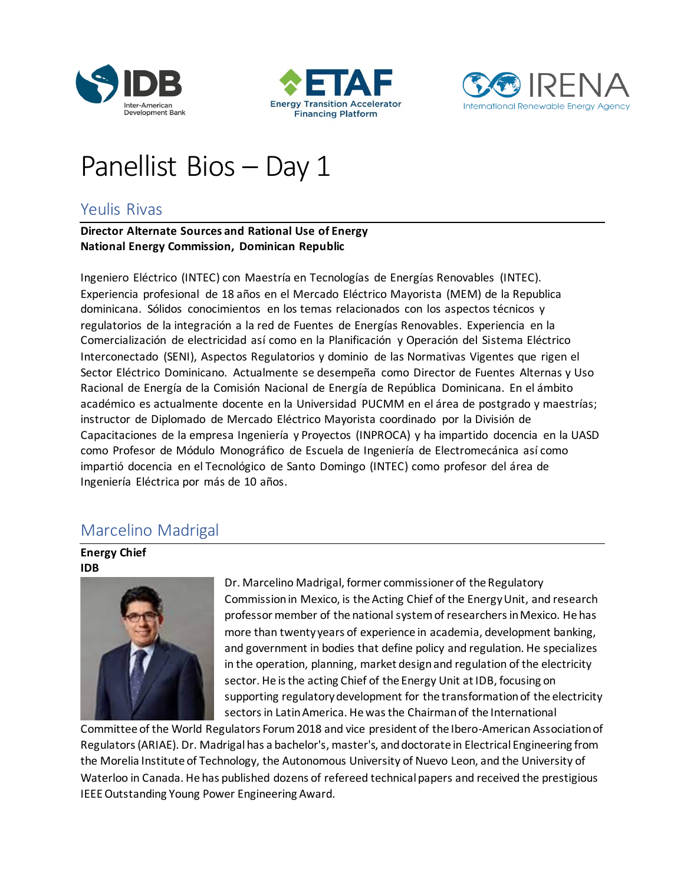# Panellist Bios – Day 1

## Yeulis Rivas

**Director Alternate Sources and Rational Use of Energy**
**National Energy Commission, Dominican Republic**

Ingeniero Eléctrico (INTEC) con Maestría en Tecnologías de Energías Renovables (INTEC). Experiencia profesional de 18 años en el Mercado Eléctrico Mayorista (MEM) de la Republica dominicana. Sólidos conocimientos en los temas relacionados con los aspectos técnicos y regulatorios de la integración a la red de Fuentes de Energías Renovables. Experiencia en la Comercialización de electricidad así como en la Planificación y Operación del Sistema Eléctrico Interconectado (SENI), Aspectos Regulatorios y dominio de las Normativas Vigentes que rigen el Sector Eléctrico Dominicano. Actualmente se desempeña como Director de Fuentes Alternas y Uso Racional de Energía de la Comisión Nacional de Energía de República Dominicana. En el ámbito académico es actualmente docente en la Universidad PUCMM en el área de postgrado y maestrías; instructor de Diplomado de Mercado Eléctrico Mayorista coordinado por la División de Capacitaciones de la empresa Ingeniería y Proyectos (INPROCA) y ha impartido docencia en la UASD como Profesor de Módulo Monográfico de Escuela de Ingeniería de Electromecánica así como impartió docencia en el Tecnológico de Santo Domingo (INTEC) como profesor del área de Ingeniería Eléctrica por más de 10 años.

## Marcelino Madrigal

**Energy Chief**
**IDB**

Dr. Marcelino Madrigal, former commissioner of the Regulatory Commission in Mexico, is the Acting Chief of the Energy Unit, and research professor member of the national system of researchers in Mexico. He has more than twenty years of experience in academia, development banking, and government in bodies that define policy and regulation. He specializes in the operation, planning, market design and regulation of the electricity sector. He is the acting Chief of the Energy Unit at IDB, focusing on supporting regulatory development for the transformation of the electricity sectors in Latin America. He was the Chairman of the International Committee of the World Regulators Forum 2018 and vice president of the Ibero-American Association of Regulators (ARIAE). Dr. Madrigal has a bachelor's, master's, and doctorate in Electrical Engineering from the Morelia Institute of Technology, the Autonomous University of Nuevo Leon, and the University of Waterloo in Canada. He has published dozens of refereed technical papers and received the prestigious IEEE Outstanding Young Power Engineering Award.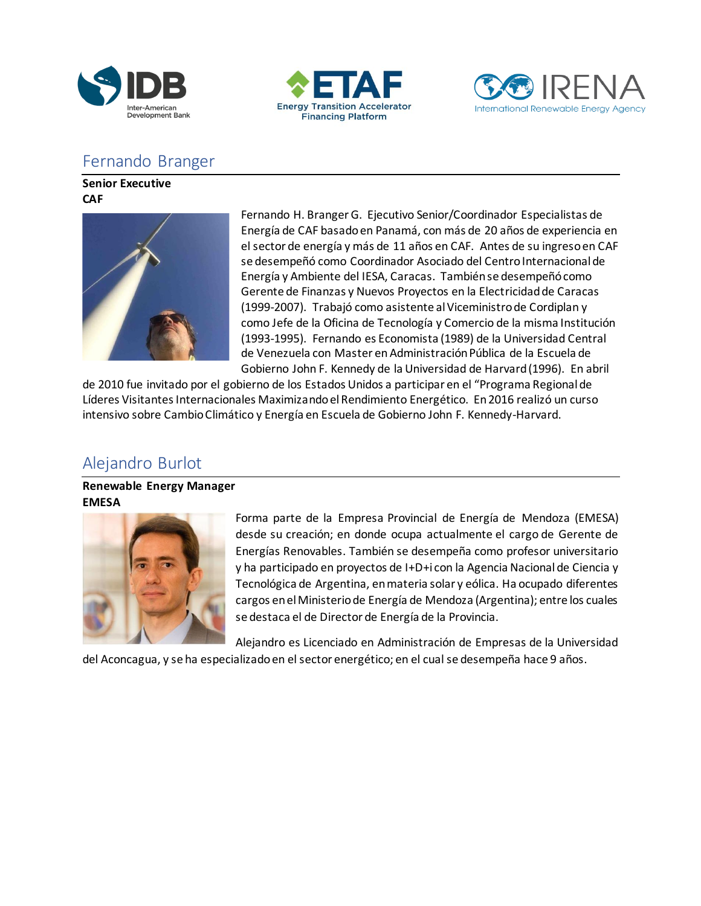## Fernando Branger

**Senior Executive**
**CAF**

Fernando H. Branger G. Ejecutivo Senior/Coordinador Especialistas de Energía de CAF basado en Panamá, con más de 20 años de experiencia en el sector de energía y más de 11 años en CAF. Antes de su ingreso en CAF se desempeñó como Coordinador Asociado del Centro Internacional de Energía y Ambiente del IESA, Caracas. También se desempeñó como Gerente de Finanzas y Nuevos Proyectos en la Electricidad de Caracas (1999-2007). Trabajó como asistente al Viceministro de Cordiplan y como Jefe de la Oficina de Tecnología y Comercio de la misma Institución (1993-1995). Fernando es Economista (1989) de la Universidad Central de Venezuela con Master en Administración Pública de la Escuela de Gobierno John F. Kennedy de la Universidad de Harvard (1996). En abril de 2010 fue invitado por el gobierno de los Estados Unidos a participar en el "Programa Regional de Líderes Visitantes Internacionales Maximizando el Rendimiento Energético. En 2016 realizó un curso intensivo sobre Cambio Climático y Energía en Escuela de Gobierno John F. Kennedy-Harvard.

## Alejandro Burlot

**Renewable Energy Manager**
**EMESA**

Forma parte de la Empresa Provincial de Energía de Mendoza (EMESA) desde su creación; en donde ocupa actualmente el cargo de Gerente de Energías Renovables. También se desempeña como profesor universitario y ha participado en proyectos de I+D+i con la Agencia Nacional de Ciencia y Tecnológica de Argentina, en materia solar y eólica. Ha ocupado diferentes cargos en el Ministerio de Energía de Mendoza (Argentina); entre los cuales se destaca el de Director de Energía de la Provincia.

Alejandro es Licenciado en Administración de Empresas de la Universidad del Aconcagua, y se ha especializado en el sector energético; en el cual se desempeña hace 9 años.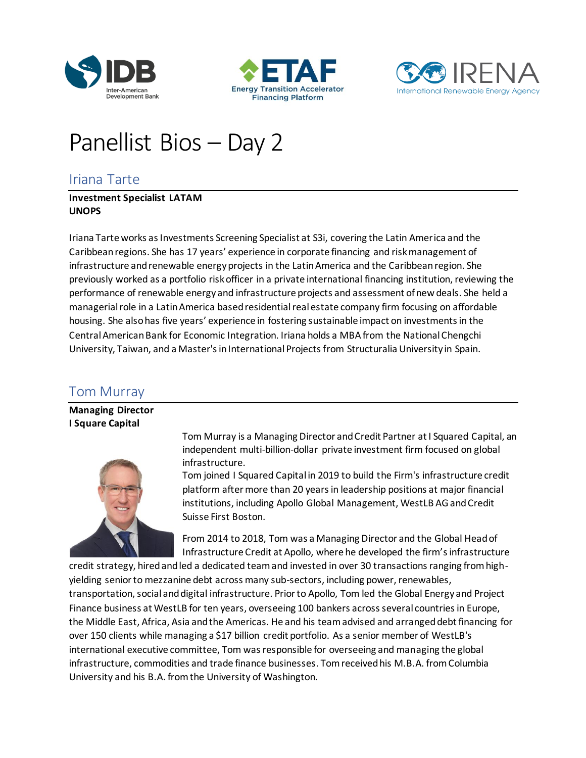# Panellist Bios – Day 2

## Iriana Tarte

**Investment Specialist LATAM**
**UNOPS**

Iriana Tarte works as Investments Screening Specialist at S3i, covering the Latin America and the Caribbean regions. She has 17 years' experience in corporate financing and risk management of infrastructure and renewable energy projects in the Latin America and the Caribbean region. She previously worked as a portfolio risk officer in a private international financing institution, reviewing the performance of renewable energy and infrastructure projects and assessment of new deals. She held a managerial role in a Latin America based residential real estate company firm focusing on affordable housing. She also has five years' experience in fostering sustainable impact on investments in the Central American Bank for Economic Integration. Iriana holds a MBA from the National Chengchi University, Taiwan, and a Master's in International Projects from Structuralia University in Spain.

## Tom Murray

**Managing Director**
**I Square Capital**

Tom Murray is a Managing Director and Credit Partner at I Squared Capital, an independent multi-billion-dollar private investment firm focused on global infrastructure.

Tom joined I Squared Capital in 2019 to build the Firm's infrastructure credit platform after more than 20 years in leadership positions at major financial institutions, including Apollo Global Management, WestLB AG and Credit Suisse First Boston.

From 2014 to 2018, Tom was a Managing Director and the Global Head of Infrastructure Credit at Apollo, where he developed the firm's infrastructure credit strategy, hired and led a dedicated team and invested in over 30 transactions ranging from high-yielding senior to mezzanine debt across many sub-sectors, including power, renewables, transportation, social and digital infrastructure. Prior to Apollo, Tom led the Global Energy and Project Finance business at WestLB for ten years, overseeing 100 bankers across several countries in Europe, the Middle East, Africa, Asia and the Americas. He and his team advised and arranged debt financing for over 150 clients while managing a $17 billion credit portfolio. As a senior member of WestLB's international executive committee, Tom was responsible for overseeing and managing the global infrastructure, commodities and trade finance businesses. Tom received his M.B.A. from Columbia University and his B.A. from the University of Washington.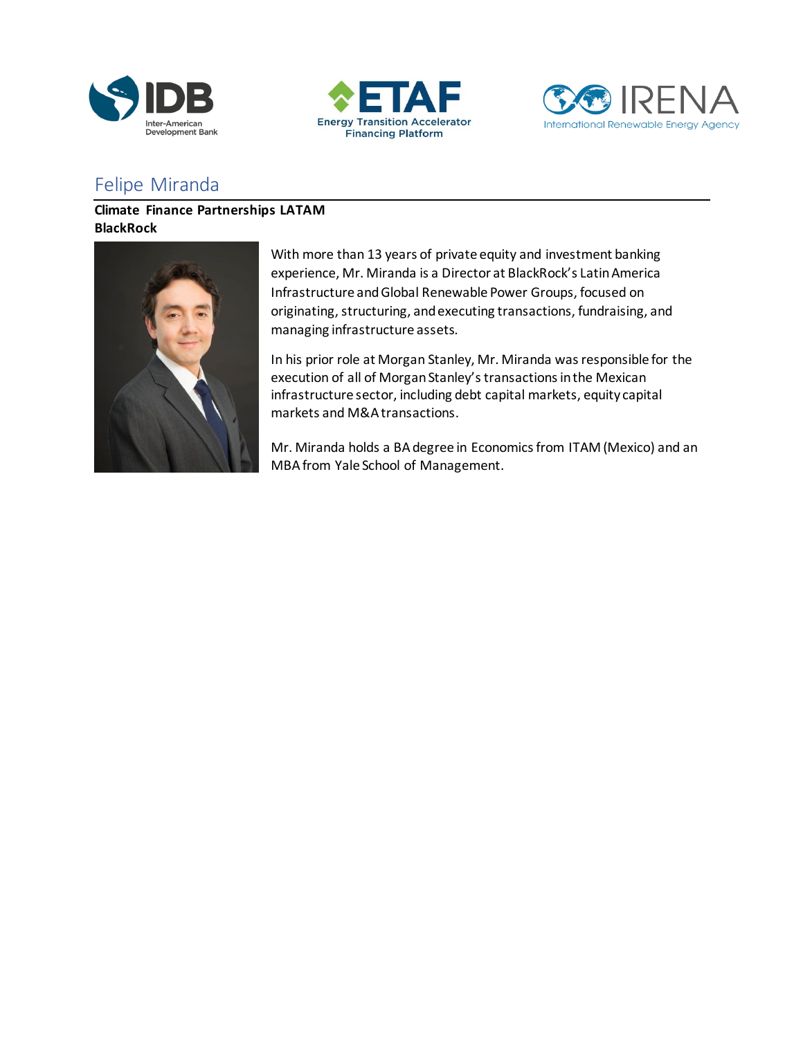# Felipe Miranda

**Climate Finance Partnerships LATAM**
**BlackRock**

With more than 13 years of private equity and investment banking experience, Mr. Miranda is a Director at BlackRock's Latin America Infrastructure and Global Renewable Power Groups, focused on originating, structuring, and executing transactions, fundraising, and managing infrastructure assets.

In his prior role at Morgan Stanley, Mr. Miranda was responsible for the execution of all of Morgan Stanley's transactions in the Mexican infrastructure sector, including debt capital markets, equity capital markets and M&A transactions.

Mr. Miranda holds a BA degree in Economics from ITAM (Mexico) and an MBA from Yale School of Management.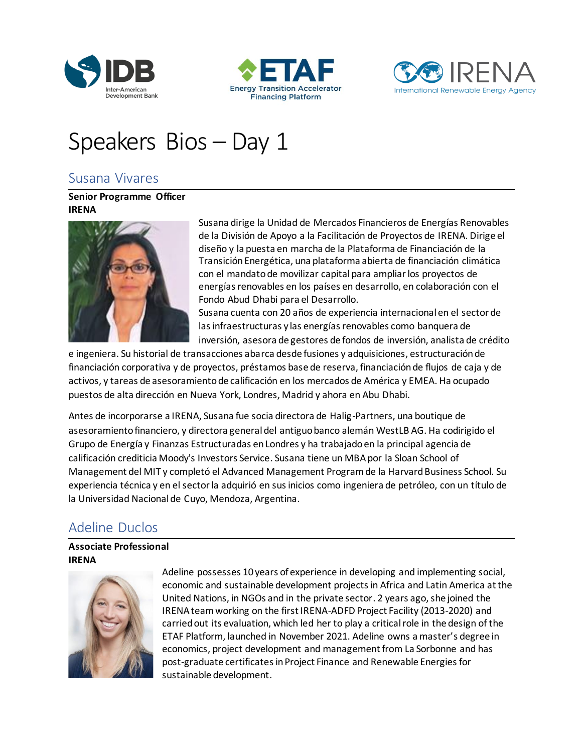# Speakers Bios – Day 1

## Susana Vivares

**Senior Programme Officer**
**IRENA**

Susana dirige la Unidad de Mercados Financieros de Energías Renovables de la División de Apoyo a la Facilitación de Proyectos de IRENA. Dirige el diseño y la puesta en marcha de la Plataforma de Financiación de la Transición Energética, una plataforma abierta de financiación climática con el mandato de movilizar capital para ampliar los proyectos de energías renovables en los países en desarrollo, en colaboración con el Fondo Abud Dhabi para el Desarrollo.
Susana cuenta con 20 años de experiencia internacional en el sector de las infraestructuras y las energías renovables como banquera de inversión, asesora de gestores de fondos de inversión, analista de crédito e ingeniera. Su historial de transacciones abarca desde fusiones y adquisiciones, estructuración de financiación corporativa y de proyectos, préstamos base de reserva, financiación de flujos de caja y de activos, y tareas de asesoramiento de calificación en los mercados de América y EMEA. Ha ocupado puestos de alta dirección en Nueva York, Londres, Madrid y ahora en Abu Dhabi.

Antes de incorporarse a IRENA, Susana fue socia directora de Halig-Partners, una boutique de asesoramiento financiero, y directora general del antiguo banco alemán WestLB AG. Ha codirigido el Grupo de Energía y Finanzas Estructuradas en Londres y ha trabajado en la principal agencia de calificación crediticia Moody's Investors Service. Susana tiene un MBA por la Sloan School of Management del MIT y completó el Advanced Management Program de la Harvard Business School. Su experiencia técnica y en el sector la adquirió en sus inicios como ingeniera de petróleo, con un título de la Universidad Nacional de Cuyo, Mendoza, Argentina.

## Adeline Duclos

**Associate Professional**
**IRENA**

Adeline possesses 10 years of experience in developing and implementing social, economic and sustainable development projects in Africa and Latin America at the United Nations, in NGOs and in the private sector. 2 years ago, she joined the IRENA team working on the first IRENA-ADFD Project Facility (2013-2020) and carried out its evaluation, which led her to play a critical role in the design of the ETAF Platform, launched in November 2021. Adeline owns a master's degree in economics, project development and management from La Sorbonne and has post-graduate certificates in Project Finance and Renewable Energies for sustainable development.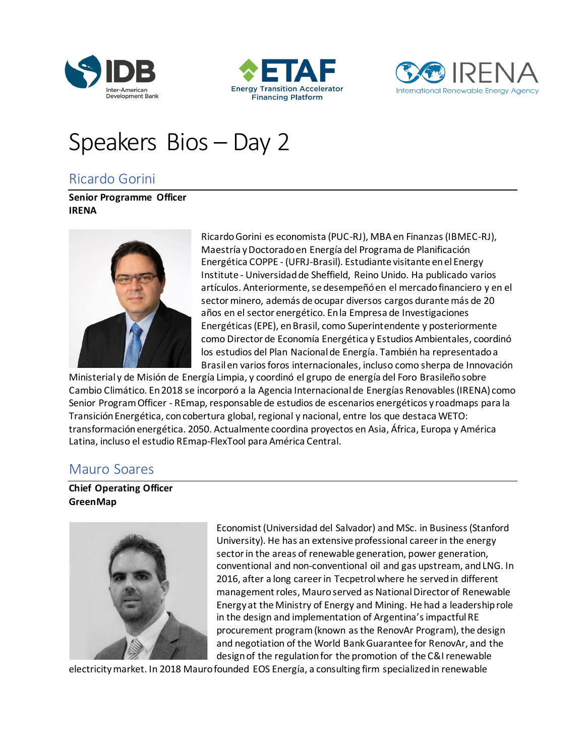# Speakers Bios – Day 2

## Ricardo Gorini

**Senior Programme Officer**
**IRENA**

Ricardo Gorini es economista (PUC-RJ), MBA en Finanzas (IBMEC-RJ), Maestría y Doctorado en Energía del Programa de Planificación Energética COPPE - (UFRJ-Brasil). Estudiante visitante en el Energy Institute - Universidad de Sheffield, Reino Unido. Ha publicado varios artículos. Anteriormente, se desempeñó en el mercado financiero y en el sector minero, además de ocupar diversos cargos durante más de 20 años en el sector energético. En la Empresa de Investigaciones Energéticas (EPE), en Brasil, como Superintendente y posteriormente como Director de Economía Energética y Estudios Ambientales, coordinó los estudios del Plan Nacional de Energía. También ha representado a Brasil en varios foros internacionales, incluso como sherpa de Innovación Ministerial y de Misión de Energía Limpia, y coordinó el grupo de energía del Foro Brasileño sobre Cambio Climático. En 2018 se incorporó a la Agencia Internacional de Energías Renovables (IRENA) como Senior Program Officer - REmap, responsable de estudios de escenarios energéticos y roadmaps para la Transición Energética, con cobertura global, regional y nacional, entre los que destaca WETO: transformación energética. 2050. Actualmente coordina proyectos en Asia, África, Europa y América Latina, incluso el estudio REmap-FlexTool para América Central.

## Mauro Soares

**Chief Operating Officer**
**GreenMap**

Economist (Universidad del Salvador) and MSc. in Business (Stanford University). He has an extensive professional career in the energy sector in the areas of renewable generation, power generation, conventional and non-conventional oil and gas upstream, and LNG. In 2016, after a long career in Tecpetrol where he served in different management roles, Mauro served as National Director of Renewable Energy at the Ministry of Energy and Mining. He had a leadership role in the design and implementation of Argentina's impactful RE procurement program (known as the RenovAr Program), the design and negotiation of the World Bank Guarantee for RenovAr, and the design of the regulation for the promotion of the C&I renewable electricity market. In 2018 Mauro founded EOS Energía, a consulting firm specialized in renewable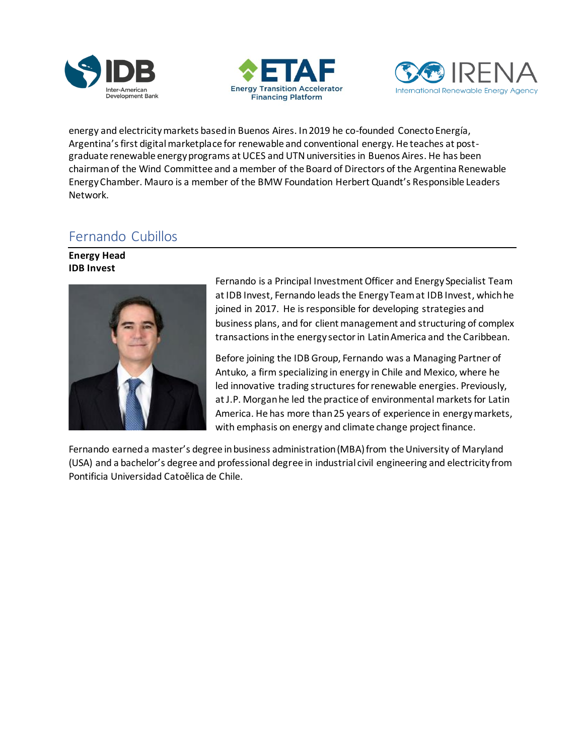energy and electricity markets based in Buenos Aires. In 2019 he co-founded Conecto Energía, Argentina's first digital marketplace for renewable and conventional energy. He teaches at post-graduate renewable energy programs at UCES and UTN universities in Buenos Aires. He has been chairman of the Wind Committee and a member of the Board of Directors of the Argentina Renewable Energy Chamber. Mauro is a member of the BMW Foundation Herbert Quandt's Responsible Leaders Network.

## Fernando Cubillos

**Energy Head**
**IDB Invest**

Fernando is a Principal Investment Officer and Energy Specialist Team at IDB Invest, Fernando leads the Energy Team at IDB Invest, which he joined in 2017. He is responsible for developing strategies and business plans, and for client management and structuring of complex transactions in the energy sector in Latin America and the Caribbean.

Before joining the IDB Group, Fernando was a Managing Partner of Antuko, a firm specializing in energy in Chile and Mexico, where he led innovative trading structures for renewable energies. Previously, at J.P. Morgan he led the practice of environmental markets for Latin America. He has more than 25 years of experience in energy markets, with emphasis on energy and climate change project finance.

Fernando earned a master's degree in business administration (MBA) from the University of Maryland (USA) and a bachelor's degree and professional degree in industrial civil engineering and electricity from Pontificia Universidad Catoĕlica de Chile.